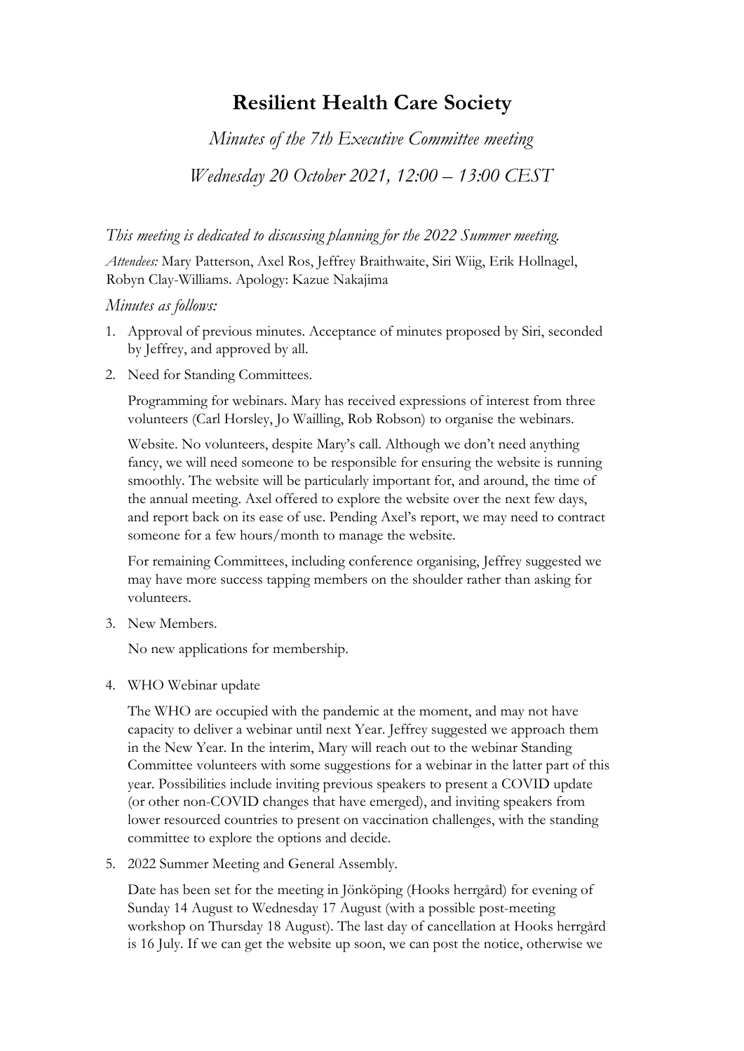# Resilient Health Care Society

*Minutes of the 7th Executive Committee meeting*

*Wednesday 20 October 2021, 12:00 – 13:00 CEST*

*This meeting is dedicated to discussing planning for the 2022 Summer meeting.*

*Attendees:* Mary Patterson, Axel Ros, Jeffrey Braithwaite, Siri Wiig, Erik Hollnagel, Robyn Clay-Williams. Apology: Kazue Nakajima

*Minutes as follows:*

1. Approval of previous minutes. Acceptance of minutes proposed by Siri, seconded by Jeffrey, and approved by all.
2. Need for Standing Committees.

   Programming for webinars. Mary has received expressions of interest from three volunteers (Carl Horsley, Jo Wailling, Rob Robson) to organise the webinars.

   Website. No volunteers, despite Mary's call. Although we don't need anything fancy, we will need someone to be responsible for ensuring the website is running smoothly. The website will be particularly important for, and around, the time of the annual meeting. Axel offered to explore the website over the next few days, and report back on its ease of use. Pending Axel's report, we may need to contract someone for a few hours/month to manage the website.

   For remaining Committees, including conference organising, Jeffrey suggested we may have more success tapping members on the shoulder rather than asking for volunteers.
3. New Members.

   No new applications for membership.
4. WHO Webinar update

   The WHO are occupied with the pandemic at the moment, and may not have capacity to deliver a webinar until next Year. Jeffrey suggested we approach them in the New Year. In the interim, Mary will reach out to the webinar Standing Committee volunteers with some suggestions for a webinar in the latter part of this year. Possibilities include inviting previous speakers to present a COVID update (or other non-COVID changes that have emerged), and inviting speakers from lower resourced countries to present on vaccination challenges, with the standing committee to explore the options and decide.
5. 2022 Summer Meeting and General Assembly.

   Date has been set for the meeting in Jönköping (Hooks herrgård) for evening of Sunday 14 August to Wednesday 17 August (with a possible post-meeting workshop on Thursday 18 August). The last day of cancellation at Hooks herrgård is 16 July. If we can get the website up soon, we can post the notice, otherwise we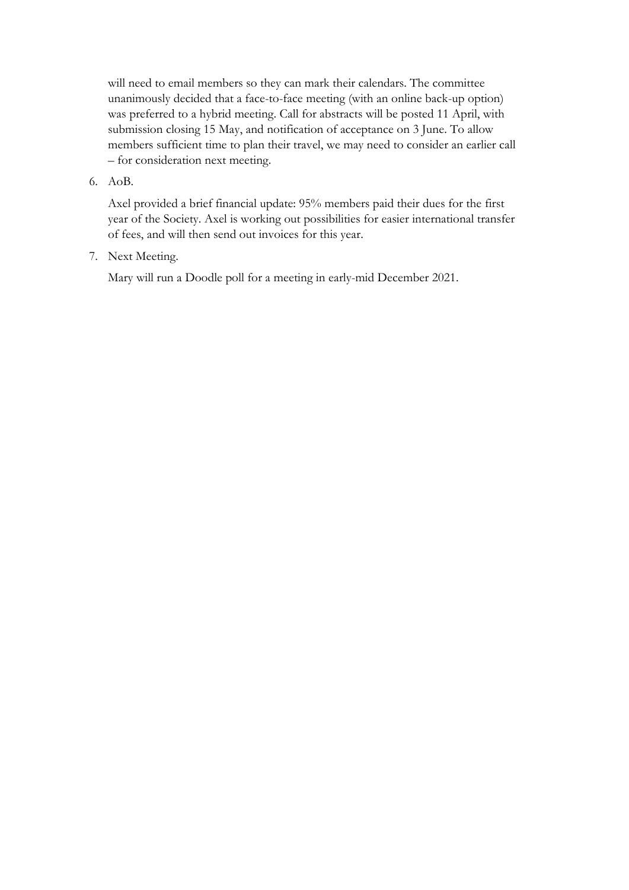will need to email members so they can mark their calendars. The committee unanimously decided that a face-to-face meeting (with an online back-up option) was preferred to a hybrid meeting. Call for abstracts will be posted 11 April, with submission closing 15 May, and notification of acceptance on 3 June. To allow members sufficient time to plan their travel, we may need to consider an earlier call – for consideration next meeting.

6. AoB.

   Axel provided a brief financial update: 95% members paid their dues for the first year of the Society. Axel is working out possibilities for easier international transfer of fees, and will then send out invoices for this year.

7. Next Meeting.

   Mary will run a Doodle poll for a meeting in early-mid December 2021.